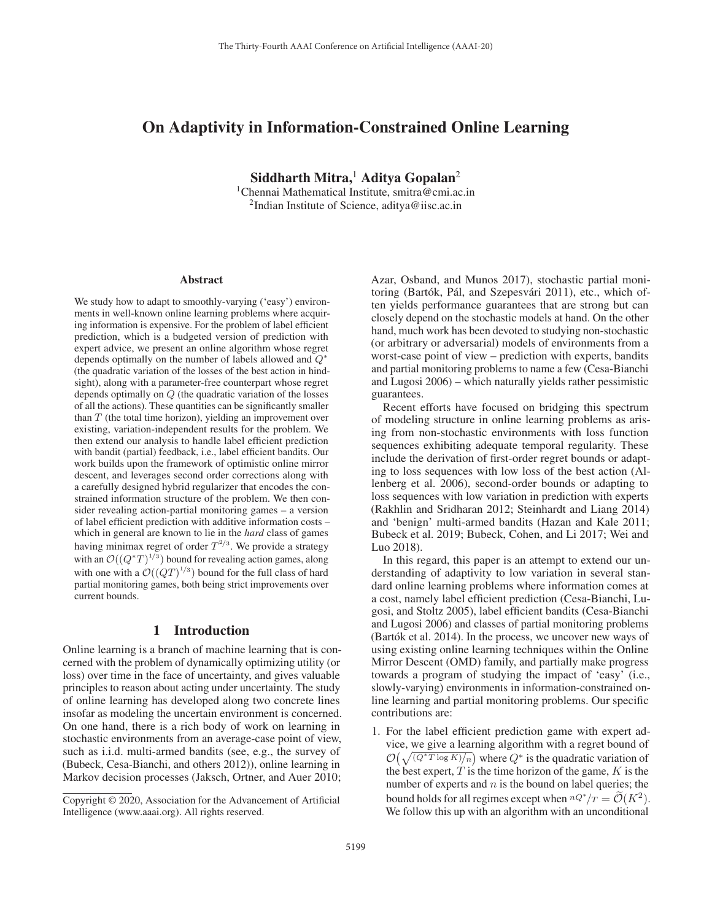# On Adaptivity in Information-Constrained Online Learning

**Siddharth Mitra,[1] Aditya Gopalan[2]**

[1]Chennai Mathematical Institute, smitra@cmi.ac.in
[2]Indian Institute of Science, aditya@iisc.ac.in

## Abstract

We study how to adapt to smoothly-varying ('easy') environments in well-known online learning problems where acquiring information is expensive. For the problem of label efficient prediction, which is a budgeted version of prediction with expert advice, we present an online algorithm whose regret depends optimally on the number of labels allowed and $Q^*$ (the quadratic variation of the losses of the best action in hindsight), along with a parameter-free counterpart whose regret depends optimally on $Q$ (the quadratic variation of the losses of all the actions). These quantities can be significantly smaller than $T$ (the total time horizon), yielding an improvement over existing, variation-independent results for the problem. We then extend our analysis to handle label efficient prediction with bandit (partial) feedback, i.e., label efficient bandits. Our work builds upon the framework of optimistic online mirror descent, and leverages second order corrections along with a carefully designed hybrid regularizer that encodes the constrained information structure of the problem. We then consider revealing action-partial monitoring games – a version of label efficient prediction with additive information costs – which in general are known to lie in the *hard* class of games having minimax regret of order $T^{2/3}$. We provide a strategy with an $\mathcal{O}((Q^*T)^{1/3})$ bound for revealing action games, along with one with a $\mathcal{O}((QT)^{1/3})$ bound for the full class of hard partial monitoring games, both being strict improvements over current bounds.

## 1 Introduction

Online learning is a branch of machine learning that is concerned with the problem of dynamically optimizing utility (or loss) over time in the face of uncertainty, and gives valuable principles to reason about acting under uncertainty. The study of online learning has developed along two concrete lines insofar as modeling the uncertain environment is concerned. On one hand, there is a rich body of work on learning in stochastic environments from an average-case point of view, such as i.i.d. multi-armed bandits (see, e.g., the survey of (Bubeck, Cesa-Bianchi, and others 2012)), online learning in Markov decision processes (Jaksch, Ortner, and Auer 2010; Azar, Osband, and Munos 2017), stochastic partial monitoring (Bartók, Pál, and Szepesvári 2011), etc., which often yields performance guarantees that are strong but can closely depend on the stochastic models at hand. On the other hand, much work has been devoted to studying non-stochastic (or arbitrary or adversarial) models of environments from a worst-case point of view – prediction with experts, bandits and partial monitoring problems to name a few (Cesa-Bianchi and Lugosi 2006) – which naturally yields rather pessimistic guarantees.

Recent efforts have focused on bridging this spectrum of modeling structure in online learning problems as arising from non-stochastic environments with loss function sequences exhibiting adequate temporal regularity. These include the derivation of first-order regret bounds or adapting to loss sequences with low loss of the best action (Allenberg et al. 2006), second-order bounds or adapting to loss sequences with low variation in prediction with experts (Rakhlin and Sridharan 2012; Steinhardt and Liang 2014) and 'benign' multi-armed bandits (Hazan and Kale 2011; Bubeck et al. 2019; Bubeck, Cohen, and Li 2017; Wei and Luo 2018).

In this regard, this paper is an attempt to extend our understanding of adaptivity to low variation in several standard online learning problems where information comes at a cost, namely label efficient prediction (Cesa-Bianchi, Lugosi, and Stoltz 2005), label efficient bandits (Cesa-Bianchi and Lugosi 2006) and classes of partial monitoring problems (Bartók et al. 2014). In the process, we uncover new ways of using existing online learning techniques within the Online Mirror Descent (OMD) family, and partially make progress towards a program of studying the impact of 'easy' (i.e., slowly-varying) environments in information-constrained online learning and partial monitoring problems. Our specific contributions are:

1. For the label efficient prediction game with expert advice, we give a learning algorithm with a regret bound of $\mathcal{O}\big(\sqrt{(Q^*T\log K)/n}\big)$ where $Q^*$ is the quadratic variation of the best expert, $T$ is the time horizon of the game, $K$ is the number of experts and $n$ is the bound on label queries; the bound holds for all regimes except when $nQ^*/T = \widetilde{\mathcal{O}}(K^2)$. We follow this up with an algorithm with an unconditional

Copyright © 2020, Association for the Advancement of Artificial Intelligence (www.aaai.org). All rights reserved.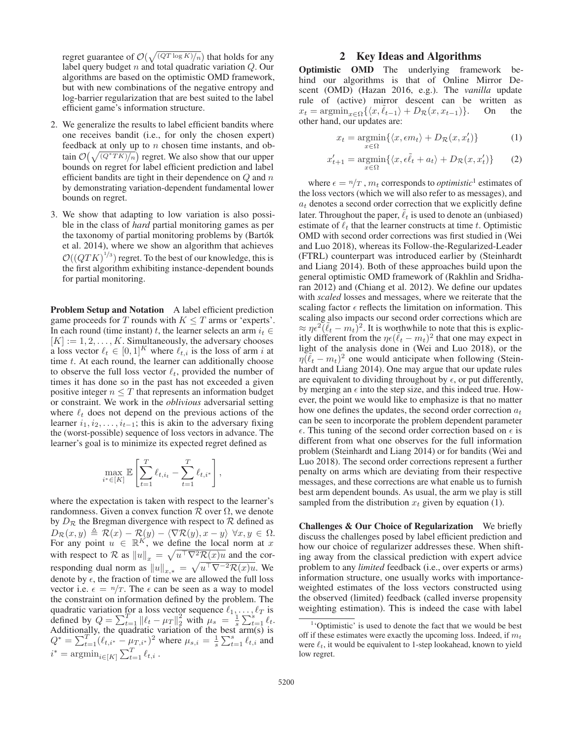regret guarantee of $\mathcal{O}(\sqrt{(QT\log K)/n})$ that holds for any label query budget $n$ and total quadratic variation $Q$. Our algorithms are based on the optimistic OMD framework, but with new combinations of the negative entropy and log-barrier regularization that are best suited to the label efficient game's information structure.

2. We generalize the results to label efficient bandits where one receives bandit (i.e., for only the chosen expert) feedback at only up to $n$ chosen time instants, and obtain $\mathcal{O}(\sqrt{(Q^*TK)/n})$ regret. We also show that our upper bounds on regret for label efficient prediction and label efficient bandits are tight in their dependence on $Q$ and $n$ by demonstrating variation-dependent fundamental lower bounds on regret.

3. We show that adapting to low variation is also possible in the class of *hard* partial monitoring games as per the taxonomy of partial monitoring problems by (Bartók et al. 2014), where we show an algorithm that achieves $\mathcal{O}((QTK)^{1/3})$ regret. To the best of our knowledge, this is the first algorithm exhibiting instance-dependent bounds for partial monitoring.

**Problem Setup and Notation** A label efficient prediction game proceeds for $T$ rounds with $K \leq T$ arms or 'experts'. In each round (time instant) $t$, the learner selects an arm $i_t \in [K] := 1, 2, \ldots, K$. Simultaneously, the adversary chooses a loss vector $\ell_t \in [0,1]^K$ where $\ell_{t,i}$ is the loss of arm $i$ at time $t$. At each round, the learner can additionally choose to observe the full loss vector $\ell_t$, provided the number of times it has done so in the past has not exceeded a given positive integer $n \leq T$ that represents an information budget or constraint. We work in the *oblivious* adversarial setting where $\ell_t$ does not depend on the previous actions of the learner $i_1, i_2, \ldots, i_{t-1}$; this is akin to the adversary fixing the (worst-possible) sequence of loss vectors in advance. The learner's goal is to minimize its expected regret defined as

$$\max_{i^* \in [K]} \mathbb{E}\left[\sum_{t=1}^{T} \ell_{t,i_t} - \sum_{t=1}^{T} \ell_{t,i^*}\right],$$

where the expectation is taken with respect to the learner's randomness. Given a convex function $\mathcal{R}$ over $\Omega$, we denote by $D_{\mathcal{R}}$ the Bregman divergence with respect to $\mathcal{R}$ defined as $D_{\mathcal{R}}(x,y) \triangleq \mathcal{R}(x) - \mathcal{R}(y) - \langle \nabla \mathcal{R}(y), x - y\rangle \; \forall x, y \in \Omega$. For any point $u \in \mathbb{R}^K$, we define the local norm at $x$ with respect to $\mathcal{R}$ as $\|u\|_x = \sqrt{u^\top \nabla^2 \mathcal{R}(x) u}$ and the corresponding dual norm as $\|u\|_{x,*} = \sqrt{u^\top \nabla^{-2} \mathcal{R}(x) u}$. We denote by $\epsilon$, the fraction of time we are allowed the full loss vector i.e. $\epsilon = n/T$. The $\epsilon$ can be seen as a way to model the constraint on information defined by the problem. The quadratic variation for a loss vector sequence $\ell_1, \ldots, \ell_T$ is defined by $Q = \sum_{t=1}^{T} \|\ell_t - \mu_T\|_2^2$ with $\mu_s = \frac{1}{s}\sum_{t=1}^{s} \ell_t$. Additionally, the quadratic variation of the best arm(s) is $Q^* = \sum_{t=1}^{T} (\ell_{t,i^*} - \mu_{T,i^*})^2$ where $\mu_{s,i} = \frac{1}{s}\sum_{t=1}^{s} \ell_{t,i}$ and $i^* = \operatorname{argmin}_{i \in [K]} \sum_{t=1}^{T} \ell_{t,i}$.

## 2 Key Ideas and Algorithms

**Optimistic OMD** The underlying framework behind our algorithms is that of Online Mirror Descent (OMD) (Hazan 2016, e.g.). The *vanilla* update rule of (active) mirror descent can be written as $x_t = \operatorname{argmin}_{x \in \Omega}\{\langle x, \tilde{\ell}_{t-1}\rangle + D_{\mathcal{R}}(x, x_{t-1})\}$. On the other hand, our updates are:

$$x_t = \operatorname*{argmin}_{x \in \Omega}\{\langle x, \epsilon m_t\rangle + D_{\mathcal{R}}(x, x'_t)\} \tag{1}$$

$$x'_{t+1} = \operatorname*{argmin}_{x \in \Omega}\{\langle x, \epsilon \tilde{\ell}_t + a_t\rangle + D_{\mathcal{R}}(x, x'_t)\} \tag{2}$$

where $\epsilon = n/T$, $m_t$ corresponds to *optimistic*[1] estimates of the loss vectors (which we will also refer to as messages), and $a_t$ denotes a second order correction that we explicitly define later. Throughout the paper, $\tilde{\ell}_t$ is used to denote an (unbiased) estimate of $\ell_t$ that the learner constructs at time $t$. Optimistic OMD with second order corrections was first studied in (Wei and Luo 2018), whereas its Follow-the-Regularized-Leader (FTRL) counterpart was introduced earlier by (Steinhardt and Liang 2014). Both of these approaches build upon the general optimistic OMD framework of (Rakhlin and Sridharan 2012) and (Chiang et al. 2012). We define our updates with *scaled* losses and messages, where we reiterate that the scaling factor $\epsilon$ reflects the limitation on information. This scaling also impacts our second order corrections which are $\approx \eta\epsilon^2(\tilde{\ell}_t - m_t)^2$. It is worthwhile to note that this is explicitly different from the $\eta\epsilon(\tilde{\ell}_t - m_t)^2$ that one may expect in light of the analysis done in (Wei and Luo 2018), or the $\eta(\tilde{\ell}_t - m_t)^2$ one would anticipate when following (Steinhardt and Liang 2014). One may argue that our update rules are equivalent to dividing throughout by $\epsilon$, or put differently, by merging an $\epsilon$ into the step size, and this indeed true. However, the point we would like to emphasize is that no matter how one defines the updates, the second order correction $a_t$ can be seen to incorporate the problem dependent parameter $\epsilon$. This tuning of the second order correction based on $\epsilon$ is different from what one observes for the full information problem (Steinhardt and Liang 2014) or for bandits (Wei and Luo 2018). The second order corrections represent a further penalty on arms which are deviating from their respective messages, and these corrections are what enable us to furnish best arm dependent bounds. As usual, the arm we play is still sampled from the distribution $x_t$ given by equation (1).

**Challenges & Our Choice of Regularization** We briefly discuss the challenges posed by label efficient prediction and how our choice of regularizer addresses these. When shifting away from the classical prediction with expert advice problem to any *limited* feedback (i.e., over experts or arms) information structure, one usually works with importance-weighted estimates of the loss vectors constructed using the observed (limited) feedback (called inverse propensity weighting estimation). This is indeed the case with label

[1] 'Optimistic' is used to denote the fact that we would be best off if these estimates were exactly the upcoming loss. Indeed, if $m_t$ were $\ell_t$, it would be equivalent to 1-step lookahead, known to yield low regret.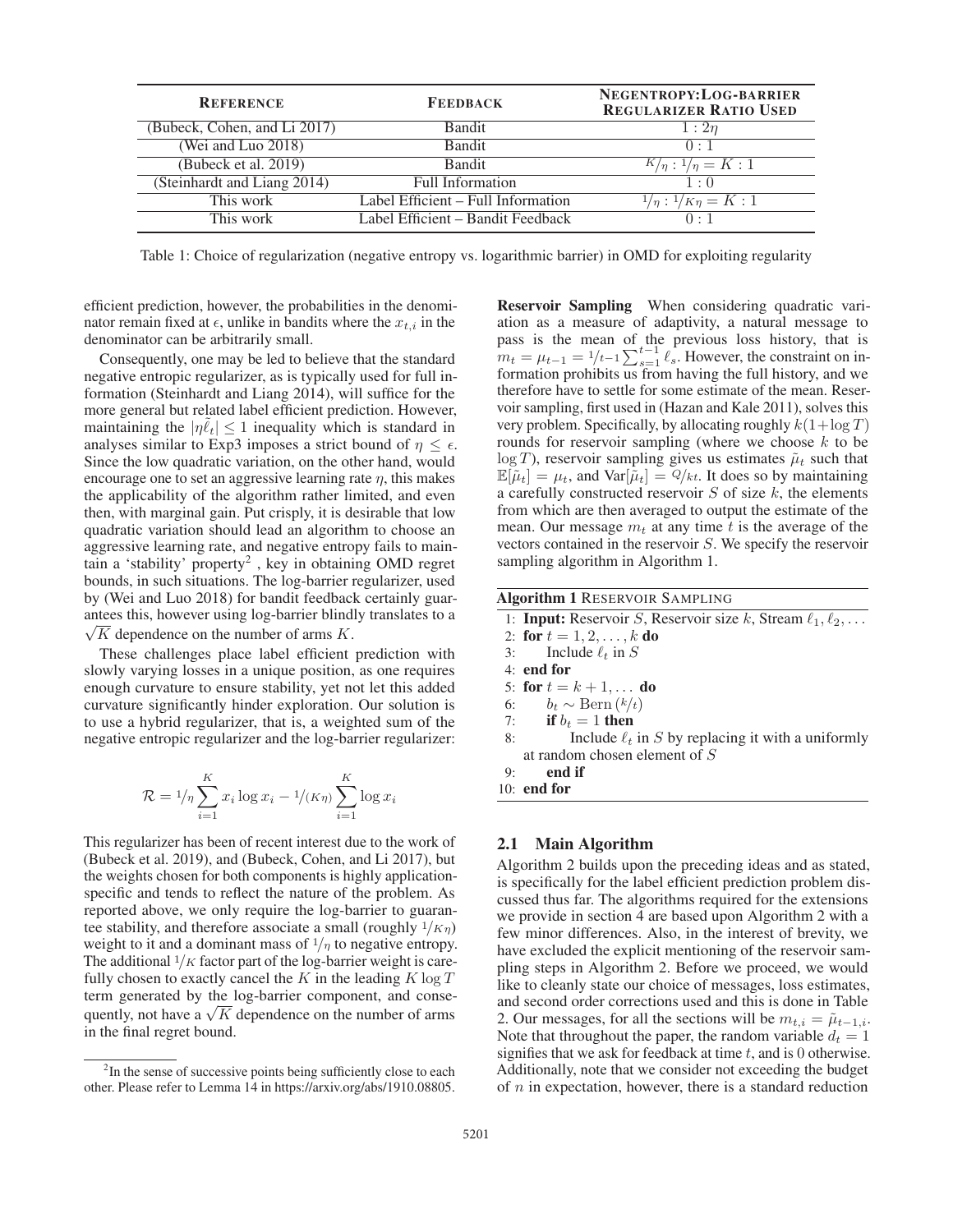| Reference | Feedback | Negentropy:Log-barrier Regularizer Ratio Used |
|---|---|---|
| (Bubeck, Cohen, and Li 2017) | Bandit | $1 : 2\eta$ |
| (Wei and Luo 2018) | Bandit | $0 : 1$ |
| (Bubeck et al. 2019) | Bandit | $K/\eta : 1/\eta = K : 1$ |
| (Steinhardt and Liang 2014) | Full Information | $1 : 0$ |
| This work | Label Efficient – Full Information | $1/\eta : 1/K\eta = K : 1$ |
| This work | Label Efficient – Bandit Feedback | $0 : 1$ |

Table 1: Choice of regularization (negative entropy vs. logarithmic barrier) in OMD for exploiting regularity

efficient prediction, however, the probabilities in the denominator remain fixed at $\epsilon$, unlike in bandits where the $x_{t,i}$ in the denominator can be arbitrarily small.

Consequently, one may be led to believe that the standard negative entropic regularizer, as is typically used for full information (Steinhardt and Liang 2014), will suffice for the more general but related label efficient prediction. However, maintaining the $|\eta\tilde{\ell}_t| \leq 1$ inequality which is standard in analyses similar to Exp3 imposes a strict bound of $\eta \leq \epsilon$. Since the low quadratic variation, on the other hand, would encourage one to set an aggressive learning rate $\eta$, this makes the applicability of the algorithm rather limited, and even then, with marginal gain. Put crisply, it is desirable that low quadratic variation should lead an algorithm to choose an aggressive learning rate, and negative entropy fails to maintain a 'stability' property[2] , key in obtaining OMD regret bounds, in such situations. The log-barrier regularizer, used by (Wei and Luo 2018) for bandit feedback certainly guarantees this, however using log-barrier blindly translates to a $\sqrt{K}$ dependence on the number of arms $K$.

These challenges place label efficient prediction with slowly varying losses in a unique position, as one requires enough curvature to ensure stability, yet not let this added curvature significantly hinder exploration. Our solution is to use a hybrid regularizer, that is, a weighted sum of the negative entropic regularizer and the log-barrier regularizer:

$$\mathcal{R} = {}^{1}/_{\eta} \sum_{i=1}^{K} x_i \log x_i - {}^{1}/_{(K\eta)} \sum_{i=1}^{K} \log x_i$$

This regularizer has been of recent interest due to the work of (Bubeck et al. 2019), and (Bubeck, Cohen, and Li 2017), but the weights chosen for both components is highly application-specific and tends to reflect the nature of the problem. As reported above, we only require the log-barrier to guarantee stability, and therefore associate a small (roughly $1/K\eta$) weight to it and a dominant mass of $1/\eta$ to negative entropy. The additional $1/K$ factor part of the log-barrier weight is carefully chosen to exactly cancel the $K$ in the leading $K \log T$ term generated by the log-barrier component, and consequently, not have a $\sqrt{K}$ dependence on the number of arms in the final regret bound.

[2] In the sense of successive points being sufficiently close to each other. Please refer to Lemma 14 in https://arxiv.org/abs/1910.08805.

**Reservoir Sampling** When considering quadratic variation as a measure of adaptivity, a natural message to pass is the mean of the previous loss history, that is $m_t = \mu_{t-1} = {}^{1}/_{t-1} \sum_{s=1}^{t-1} \ell_s$. However, the constraint on information prohibits us from having the full history, and we therefore have to settle for some estimate of the mean. Reservoir sampling, first used in (Hazan and Kale 2011), solves this very problem. Specifically, by allocating roughly $k(1+\log T)$ rounds for reservoir sampling (where we choose $k$ to be $\log T$), reservoir sampling gives us estimates $\tilde{\mu}_t$ such that $\mathbb{E}[\tilde{\mu}_t] = \mu_t$, and $\text{Var}[\tilde{\mu}_t] = Q/kt$. It does so by maintaining a carefully constructed reservoir $S$ of size $k$, the elements from which are then averaged to output the estimate of the mean. Our message $m_t$ at any time $t$ is the average of the vectors contained in the reservoir $S$. We specify the reservoir sampling algorithm in Algorithm 1.

**Algorithm 1** Reservoir Sampling

```
1: Input: Reservoir S, Reservoir size k, Stream ℓ_1, ℓ_2, ...
2: for t = 1, 2, ..., k do
3:     Include ℓ_t in S
4: end for
5: for t = k + 1, ... do
6:     b_t ~ Bern(k/t)
7:     if b_t = 1 then
8:         Include ℓ_t in S by replacing it with a uniformly
           at random chosen element of S
9:     end if
10: end for
```

### 2.1 Main Algorithm

Algorithm 2 builds upon the preceding ideas and as stated, is specifically for the label efficient prediction problem discussed thus far. The algorithms required for the extensions we provide in section 4 are based upon Algorithm 2 with a few minor differences. Also, in the interest of brevity, we have excluded the explicit mentioning of the reservoir sampling steps in Algorithm 2. Before we proceed, we would like to cleanly state our choice of messages, loss estimates, and second order corrections used and this is done in Table 2. Our messages, for all the sections will be $m_{t,i} = \tilde{\mu}_{t-1,i}$. Note that throughout the paper, the random variable $d_t = 1$ signifies that we ask for feedback at time $t$, and is 0 otherwise. Additionally, note that we consider not exceeding the budget of $n$ in expectation, however, there is a standard reduction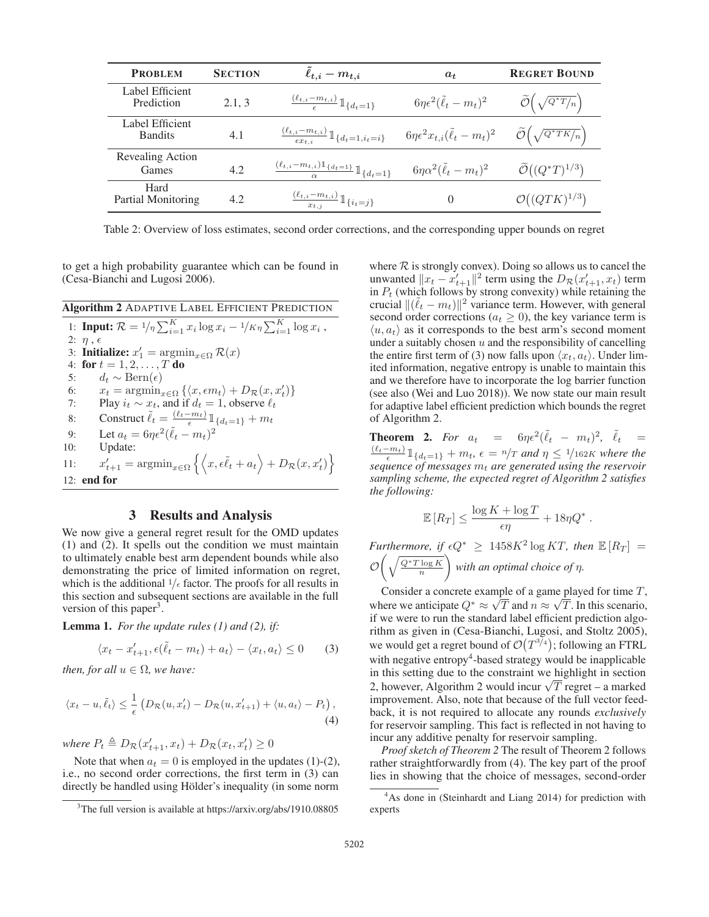| **PROBLEM** | **SECTION** | $\tilde{\ell}_{t,i} - m_{t,i}$ | $a_t$ | **REGRET BOUND** |
|---|---|---|---|---|
| Label Efficient Prediction | 2.1, 3 | $\frac{(\ell_{t,i}-m_{t,i})}{\epsilon}\mathbb{1}_{\{d_t=1\}}$ | $6\eta\epsilon^2(\tilde{\ell}_t - m_t)^2$ | $\widetilde{\mathcal{O}}\left(\sqrt{Q^*T/n}\right)$ |
| Label Efficient Bandits | 4.1 | $\frac{(\ell_{t,i}-m_{t,i})}{\epsilon x_{t,i}}\mathbb{1}_{\{d_t=1, i_t=i\}}$ | $6\eta\epsilon^2 x_{t,i}(\tilde{\ell}_t - m_t)^2$ | $\widetilde{\mathcal{O}}\left(\sqrt{Q^*TK/n}\right)$ |
| Revealing Action Games | 4.2 | $\frac{(\ell_{t,i}-m_{t,i})\mathbb{1}_{\{d_t=1\}}}{\alpha}\mathbb{1}_{\{d_t=1\}}$ | $6\eta\alpha^2(\tilde{\ell}_t - m_t)^2$ | $\widetilde{\mathcal{O}}\left((Q^*T)^{1/3}\right)$ |
| Hard Partial Monitoring | 4.2 | $\frac{(\ell_{t,i}-m_{t,i})}{x_{t,j}}\mathbb{1}_{\{i_t=j\}}$ | $0$ | $\mathcal{O}\left((QTK)^{1/3}\right)$ |

Table 2: Overview of loss estimates, second order corrections, and the corresponding upper bounds on regret

to get a high probability guarantee which can be found in (Cesa-Bianchi and Lugosi 2006).

**Algorithm 2** ADAPTIVE LABEL EFFICIENT PREDICTION

1: **Input:** $\mathcal{R} = {}^1\!/\!_\eta \sum_{i=1}^K x_i \log x_i - {}^1\!/\!_{K\eta} \sum_{i=1}^K \log x_i$ ,
2: $\eta$ , $\epsilon$
3: **Initialize:** $x'_1 = \operatorname{argmin}_{x \in \Omega} \mathcal{R}(x)$
4: **for** $t = 1, 2, \ldots, T$ **do**
5: $\quad d_t \sim \text{Bern}(\epsilon)$
6: $\quad x_t = \operatorname{argmin}_{x \in \Omega} \{\langle x, \epsilon m_t \rangle + D_{\mathcal{R}}(x, x'_t)\}$
7: $\quad$ Play $i_t \sim x_t$, and if $d_t = 1$, observe $\ell_t$
8: $\quad$ Construct $\tilde{\ell}_t = \frac{(\ell_t - m_t)}{\epsilon}\mathbb{1}_{\{d_t=1\}} + m_t$
9: $\quad$ Let $a_t = 6\eta\epsilon^2(\tilde{\ell}_t - m_t)^2$
10: $\quad$ Update:
11: $\quad x'_{t+1} = \operatorname{argmin}_{x \in \Omega} \left\{ \left\langle x, \epsilon\tilde{\ell}_t + a_t \right\rangle + D_{\mathcal{R}}(x, x'_t) \right\}$
12: **end for**

## 3 Results and Analysis

We now give a general regret result for the OMD updates (1) and (2). It spells out the condition we must maintain to ultimately enable best arm dependent bounds while also demonstrating the price of limited information on regret, which is the additional $1/\epsilon$ factor. The proofs for all results in this section and subsequent sections are available in the full version of this paper[3].

**Lemma 1.** *For the update rules (1) and (2), if:*

$$\langle x_t - x'_{t+1}, \epsilon(\tilde{\ell}_t - m_t) + a_t \rangle - \langle x_t, a_t \rangle \leq 0 \tag{3}$$

*then, for all $u \in \Omega$, we have:*

$$\langle x_t - u, \tilde{\ell}_t \rangle \leq \frac{1}{\epsilon}\left( D_{\mathcal{R}}(u, x'_t) - D_{\mathcal{R}}(u, x'_{t+1}) + \langle u, a_t \rangle - P_t \right), \tag{4}$$

*where $P_t \triangleq D_{\mathcal{R}}(x'_{t+1}, x_t) + D_{\mathcal{R}}(x_t, x'_t) \geq 0$*

Note that when $a_t = 0$ is employed in the updates (1)-(2), i.e., no second order corrections, the first term in (3) can directly be handled using Hölder's inequality (in some norm where $\mathcal{R}$ is strongly convex). Doing so allows us to cancel the unwanted $\|x_t - x'_{t+1}\|^2$ term using the $D_{\mathcal{R}}(x'_{t+1}, x_t)$ term in $P_t$ (which follows by strong convexity) while retaining the crucial $\|(\tilde{\ell}_t - m_t)\|^2$ variance term. However, with general second order corrections ($a_t \geq 0$), the key variance term is $\langle u, a_t \rangle$ as it corresponds to the best arm's second moment under a suitably chosen $u$ and the responsibility of cancelling the entire first term of (3) now falls upon $\langle x_t, a_t \rangle$. Under limited information, negative entropy is unable to maintain this and we therefore have to incorporate the log barrier function (see also (Wei and Luo 2018)). We now state our main result for adaptive label efficient prediction which bounds the regret of Algorithm 2.

**Theorem 2.** *For $a_t = 6\eta\epsilon^2(\tilde{\ell}_t - m_t)^2$, $\tilde{\ell}_t = \frac{(\ell_t - m_t)}{\epsilon}\mathbb{1}_{\{d_t=1\}} + m_t$, $\epsilon = n/T$ and $\eta \leq 1/162K$ where the sequence of messages $m_t$ are generated using the reservoir sampling scheme, the expected regret of Algorithm 2 satisfies the following:*

$$\mathbb{E}\left[R_T\right] \leq \frac{\log K + \log T}{\epsilon\eta} + 18\eta Q^* .$$

*Furthermore, if $\epsilon Q^* \geq 1458K^2 \log KT$, then $\mathbb{E}\left[R_T\right] = \mathcal{O}\left(\sqrt{\frac{Q^*T\log K}{n}}\right)$ with an optimal choice of $\eta$.*

Consider a concrete example of a game played for time $T$, where we anticipate $Q^* \approx \sqrt{T}$ and $n \approx \sqrt{T}$. In this scenario, if we were to run the standard label efficient prediction algorithm as given in (Cesa-Bianchi, Lugosi, and Stoltz 2005), we would get a regret bound of $\mathcal{O}\left(T^{3/4}\right)$; following an FTRL with negative entropy[4]-based strategy would be inapplicable in this setting due to the constraint we highlight in section 2, however, Algorithm 2 would incur $\sqrt{T}$ regret – a marked improvement. Also, note that because of the full vector feedback, it is not required to allocate any rounds *exclusively* for reservoir sampling. This fact is reflected in not having to incur any additive penalty for reservoir sampling.

*Proof sketch of Theorem 2* The result of Theorem 2 follows rather straightforwardly from (4). The key part of the proof lies in showing that the choice of messages, second-order

[3] The full version is available at https://arxiv.org/abs/1910.08805

[4] As done in (Steinhardt and Liang 2014) for prediction with experts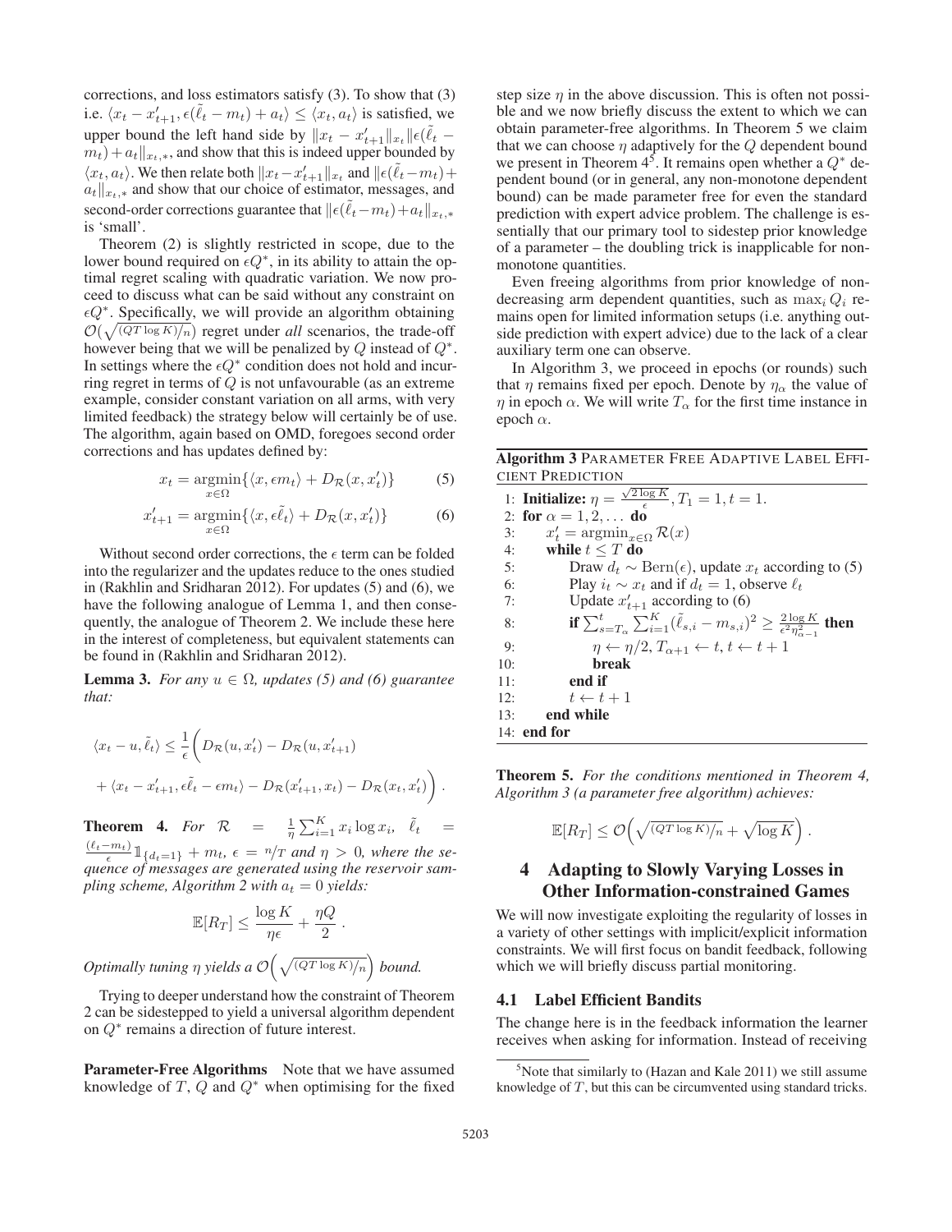corrections, and loss estimators satisfy (3). To show that (3) i.e. $\langle x_t - x'_{t+1}, \epsilon(\tilde{\ell}_t - m_t) + a_t \rangle \leq \langle x_t, a_t \rangle$ is satisfied, we upper bound the left hand side by $\|x_t - x'_{t+1}\|_{x_t} \|\epsilon(\tilde{\ell}_t - m_t) + a_t\|_{x_t,*}$, and show that this is indeed upper bounded by $\langle x_t, a_t \rangle$. We then relate both $\|x_t - x'_{t+1}\|_{x_t}$ and $\|\epsilon(\tilde{\ell}_t - m_t) + a_t\|_{x_t,*}$ and show that our choice of estimator, messages, and second-order corrections guarantee that $\|\epsilon(\tilde{\ell}_t - m_t) + a_t\|_{x_t,*}$ is 'small'.

Theorem (2) is slightly restricted in scope, due to the lower bound required on $\epsilon Q^*$, in its ability to attain the optimal regret scaling with quadratic variation. We now proceed to discuss what can be said without any constraint on $\epsilon Q^*$. Specifically, we will provide an algorithm obtaining $\mathcal{O}(\sqrt{(QT \log K)/n})$ regret under *all* scenarios, the trade-off however being that we will be penalized by $Q$ instead of $Q^*$. In settings where the $\epsilon Q^*$ condition does not hold and incurring regret in terms of $Q$ is not unfavourable (as an extreme example, consider constant variation on all arms, with very limited feedback) the strategy below will certainly be of use. The algorithm, again based on OMD, foregoes second order corrections and has updates defined by:

$$x_t = \operatorname*{argmin}_{x \in \Omega} \{\langle x, \epsilon m_t \rangle + D_{\mathcal{R}}(x, x'_t)\} \tag{5}$$

$$x'_{t+1} = \operatorname*{argmin}_{x \in \Omega} \{\langle x, \epsilon \tilde{\ell}_t \rangle + D_{\mathcal{R}}(x, x'_t)\} \tag{6}$$

Without second order corrections, the $\epsilon$ term can be folded into the regularizer and the updates reduce to the ones studied in (Rakhlin and Sridharan 2012). For updates (5) and (6), we have the following analogue of Lemma 1, and then consequently, the analogue of Theorem 2. We include these here in the interest of completeness, but equivalent statements can be found in (Rakhlin and Sridharan 2012).

**Lemma 3.** *For any $u \in \Omega$, updates (5) and (6) guarantee that:*

$$\langle x_t - u, \tilde{\ell}_t \rangle \leq \frac{1}{\epsilon}\bigg( D_{\mathcal{R}}(u, x'_t) - D_{\mathcal{R}}(u, x'_{t+1})$$
$$+ \langle x_t - x'_{t+1}, \epsilon\tilde{\ell}_t - \epsilon m_t \rangle - D_{\mathcal{R}}(x'_{t+1}, x_t) - D_{\mathcal{R}}(x_t, x'_t) \bigg).$$

**Theorem 4.** *For $\mathcal{R} = \frac{1}{\eta}\sum_{i=1}^K x_i \log x_i$, $\tilde{\ell}_t = \frac{(\ell_t - m_t)}{\epsilon}\mathbb{1}_{\{d_t=1\}} + m_t$, $\epsilon = n/T$ and $\eta > 0$, where the sequence of messages are generated using the reservoir sampling scheme, Algorithm 2 with $a_t = 0$ yields:*

$$\mathbb{E}[R_T] \leq \frac{\log K}{\eta\epsilon} + \frac{\eta Q}{2}.$$

*Optimally tuning $\eta$ yields a $\mathcal{O}\Big(\sqrt{(QT \log K)/n}\Big)$ bound.*

Trying to deeper understand how the constraint of Theorem 2 can be sidestepped to yield a universal algorithm dependent on $Q^*$ remains a direction of future interest.

**Parameter-Free Algorithms** Note that we have assumed knowledge of $T$, $Q$ and $Q^*$ when optimising for the fixed step size $\eta$ in the above discussion. This is often not possible and we now briefly discuss the extent to which we can obtain parameter-free algorithms. In Theorem 5 we claim that we can choose $\eta$ adaptively for the $Q$ dependent bound we present in Theorem 4[5]. It remains open whether a $Q^*$ dependent bound (or in general, any non-monotone dependent bound) can be made parameter free for even the standard prediction with expert advice problem. The challenge is essentially that our primary tool to sidestep prior knowledge of a parameter – the doubling trick is inapplicable for non-monotone quantities.

Even freeing algorithms from prior knowledge of non-decreasing arm dependent quantities, such as $\max_i Q_i$ remains open for limited information setups (i.e. anything outside prediction with expert advice) due to the lack of a clear auxiliary term one can observe.

In Algorithm 3, we proceed in epochs (or rounds) such that $\eta$ remains fixed per epoch. Denote by $\eta_\alpha$ the value of $\eta$ in epoch $\alpha$. We will write $T_\alpha$ for the first time instance in epoch $\alpha$.

**Algorithm 3** PARAMETER FREE ADAPTIVE LABEL EFFICIENT PREDICTION

```
1:  Initialize: η = √(2 log K)/ε, T_1 = 1, t = 1.
2:  for α = 1, 2, ... do
3:      x'_t = argmin_{x∈Ω} R(x)
4:      while t ≤ T do
5:          Draw d_t ~ Bern(ε), update x_t according to (5)
6:          Play i_t ~ x_t and if d_t = 1, observe ℓ_t
7:          Update x'_{t+1} according to (6)
8:          if Σ_{s=T_α}^{t} Σ_{i=1}^{K} (ℓ̃_{s,i} − m_{s,i})^2 ≥ (2 log K)/(ε^2 η_{α−1}^2) then
9:              η ← η/2, T_{α+1} ← t, t ← t + 1
10:             break
11:         end if
12:         t ← t + 1
13:     end while
14: end for
```

**Theorem 5.** *For the conditions mentioned in Theorem 4, Algorithm 3 (a parameter free algorithm) achieves:*

$$\mathbb{E}[R_T] \leq \mathcal{O}\Big(\sqrt{(QT \log K)/n} + \sqrt{\log K}\Big).$$

## 4 Adapting to Slowly Varying Losses in Other Information-constrained Games

We will now investigate exploiting the regularity of losses in a variety of other settings with implicit/explicit information constraints. We will first focus on bandit feedback, following which we will briefly discuss partial monitoring.

### 4.1 Label Efficient Bandits

The change here is in the feedback information the learner receives when asking for information. Instead of receiving

[5] Note that similarly to (Hazan and Kale 2011) we still assume knowledge of $T$, but this can be circumvented using standard tricks.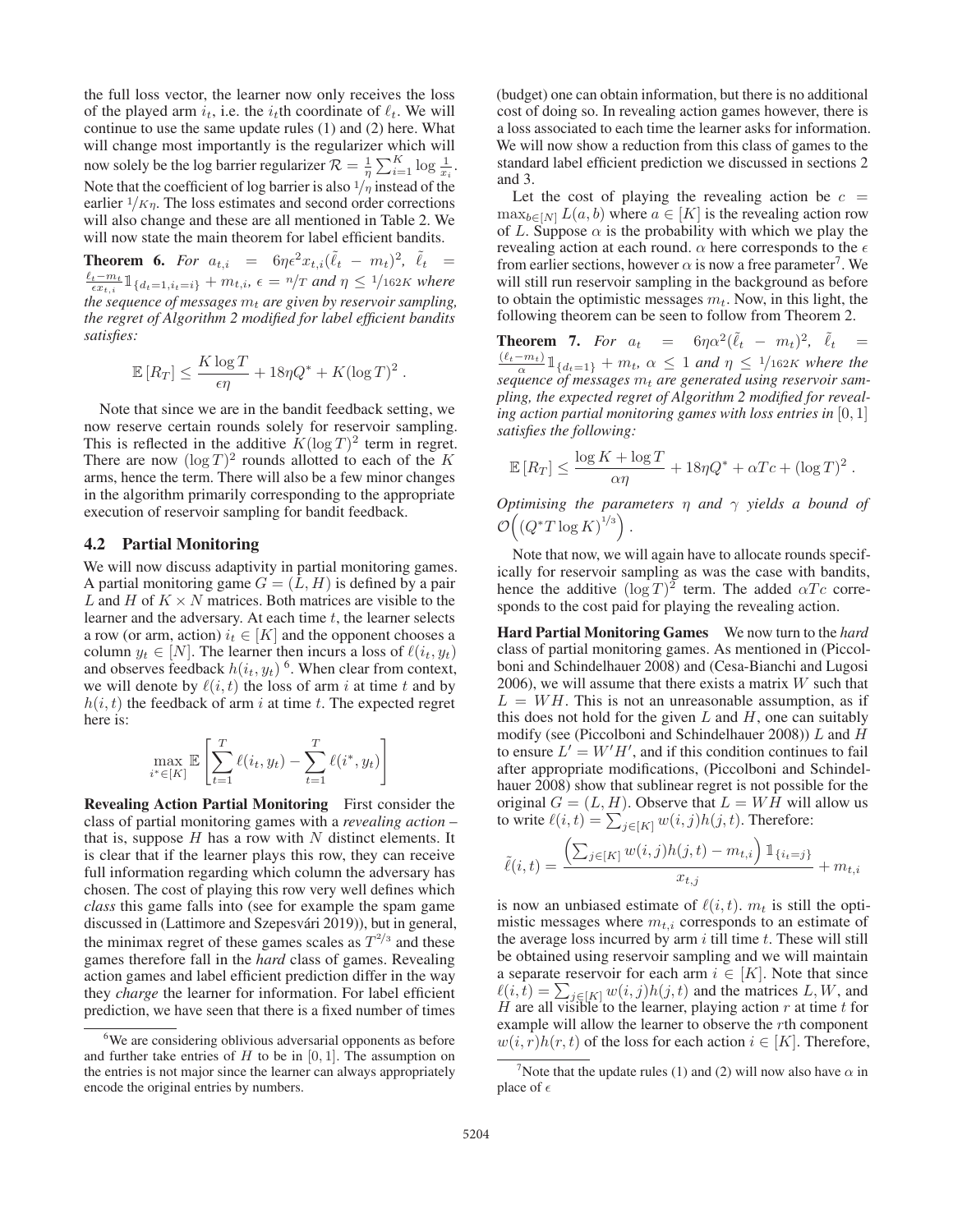the full loss vector, the learner now only receives the loss of the played arm $i_t$, i.e. the $i_t$th coordinate of $\ell_t$. We will continue to use the same update rules (1) and (2) here. What will change most importantly is the regularizer which will now solely be the log barrier regularizer $\mathcal{R} = \frac{1}{\eta}\sum_{i=1}^{K} \log \frac{1}{x_i}$. Note that the coefficient of log barrier is also $1/\eta$ instead of the earlier $1/K\eta$. The loss estimates and second order corrections will also change and these are all mentioned in Table 2. We will now state the main theorem for label efficient bandits.

**Theorem 6.** *For* $a_{t,i} = 6\eta\epsilon^2 x_{t,i}(\tilde{\ell}_t - m_t)^2$, $\tilde{\ell}_t = \frac{\ell_t - m_t}{\epsilon x_{t,i}}\mathbb{1}_{\{d_t=1, i_t=i\}} + m_{t,i}$, $\epsilon = n/T$ *and* $\eta \leq 1/162K$ *where the sequence of messages* $m_t$ *are given by reservoir sampling, the regret of Algorithm 2 modified for label efficient bandits satisfies:*

$$\mathbb{E}\left[R_T\right] \leq \frac{K \log T}{\epsilon\eta} + 18\eta Q^* + K(\log T)^2 \,.$$

Note that since we are in the bandit feedback setting, we now reserve certain rounds solely for reservoir sampling. This is reflected in the additive $K(\log T)^2$ term in regret. There are now $(\log T)^2$ rounds allotted to each of the $K$ arms, hence the term. There will also be a few minor changes in the algorithm primarily corresponding to the appropriate execution of reservoir sampling for bandit feedback.

## 4.2 Partial Monitoring

We will now discuss adaptivity in partial monitoring games. A partial monitoring game $G = (L, H)$ is defined by a pair $L$ and $H$ of $K \times N$ matrices. Both matrices are visible to the learner and the adversary. At each time $t$, the learner selects a row (or arm, action) $i_t \in [K]$ and the opponent chooses a column $y_t \in [N]$. The learner then incurs a loss of $\ell(i_t, y_t)$ and observes feedback $h(i_t, y_t)$ [6]. When clear from context, we will denote by $\ell(i,t)$ the loss of arm $i$ at time $t$ and by $h(i,t)$ the feedback of arm $i$ at time $t$. The expected regret here is:

$$\max_{i^* \in [K]} \mathbb{E}\left[\sum_{t=1}^{T} \ell(i_t, y_t) - \sum_{t=1}^{T} \ell(i^*, y_t)\right]$$

**Revealing Action Partial Monitoring** First consider the class of partial monitoring games with a *revealing action* – that is, suppose $H$ has a row with $N$ distinct elements. It is clear that if the learner plays this row, they can receive full information regarding which column the adversary has chosen. The cost of playing this row very well defines which *class* this game falls into (see for example the spam game discussed in (Lattimore and Szepesvári 2019)), but in general, the minimax regret of these games scales as $T^{2/3}$ and these games therefore fall in the *hard* class of games. Revealing action games and label efficient prediction differ in the way they *charge* the learner for information. For label efficient prediction, we have seen that there is a fixed number of times (budget) one can obtain information, but there is no additional cost of doing so. In revealing action games however, there is a loss associated to each time the learner asks for information. We will now show a reduction from this class of games to the standard label efficient prediction we discussed in sections 2 and 3.

Let the cost of playing the revealing action be $c = \max_{b \in [N]} L(a, b)$ where $a \in [K]$ is the revealing action row of $L$. Suppose $\alpha$ is the probability with which we play the revealing action at each round. $\alpha$ here corresponds to the $\epsilon$ from earlier sections, however $\alpha$ is now a free parameter[7]. We will still run reservoir sampling in the background as before to obtain the optimistic messages $m_t$. Now, in this light, the following theorem can be seen to follow from Theorem 2.

**Theorem 7.** *For* $a_t = 6\eta\alpha^2(\tilde{\ell}_t - m_t)^2$, $\tilde{\ell}_t = \frac{(\ell_t - m_t)}{\alpha}\mathbb{1}_{\{d_t=1\}} + m_t$, $\alpha \leq 1$ *and* $\eta \leq 1/162K$ *where the sequence of messages* $m_t$ *are generated using reservoir sampling, the expected regret of Algorithm 2 modified for revealing action partial monitoring games with loss entries in* $[0, 1]$ *satisfies the following:*

$$\mathbb{E}\left[R_T\right] \leq \frac{\log K + \log T}{\alpha\eta} + 18\eta Q^* + \alpha T c + (\log T)^2 \,.$$

*Optimising the parameters* $\eta$ *and* $\gamma$ *yields a bound of* $\mathcal{O}\left((Q^* T \log K)^{1/3}\right)$.

Note that now, we will again have to allocate rounds specifically for reservoir sampling as was the case with bandits, hence the additive $(\log T)^2$ term. The added $\alpha T c$ corresponds to the cost paid for playing the revealing action.

**Hard Partial Monitoring Games** We now turn to the *hard* class of partial monitoring games. As mentioned in (Piccolboni and Schindelhauer 2008) and (Cesa-Bianchi and Lugosi 2006), we will assume that there exists a matrix $W$ such that $L = WH$. This is not an unreasonable assumption, as if this does not hold for the given $L$ and $H$, one can suitably modify (see (Piccolboni and Schindelhauer 2008)) $L$ and $H$ to ensure $L' = W'H'$, and if this condition continues to fail after appropriate modifications, (Piccolboni and Schindelhauer 2008) show that sublinear regret is not possible for the original $G = (L, H)$. Observe that $L = WH$ will allow us to write $\ell(i,t) = \sum_{j \in [K]} w(i,j)h(j,t)$. Therefore:

$$\tilde{\ell}(i,t) = \frac{\left(\sum_{j \in [K]} w(i,j)h(j,t) - m_{t,i}\right)\mathbb{1}_{\{i_t = j\}}}{x_{t,j}} + m_{t,i}$$

is now an unbiased estimate of $\ell(i,t)$. $m_t$ is still the optimistic messages where $m_{t,i}$ corresponds to an estimate of the average loss incurred by arm $i$ till time $t$. These will still be obtained using reservoir sampling and we will maintain a separate reservoir for each arm $i \in [K]$. Note that since $\ell(i,t) = \sum_{j \in [K]} w(i,j)h(j,t)$ and the matrices $L, W$, and $H$ are all visible to the learner, playing action $r$ at time $t$ for example will allow the learner to observe the $r$th component $w(i,r)h(r,t)$ of the loss for each action $i \in [K]$. Therefore,

---

[6] We are considering oblivious adversarial opponents as before and further take entries of $H$ to be in $[0, 1]$. The assumption on the entries is not major since the learner can always appropriately encode the original entries by numbers.

[7] Note that the update rules (1) and (2) will now also have $\alpha$ in place of $\epsilon$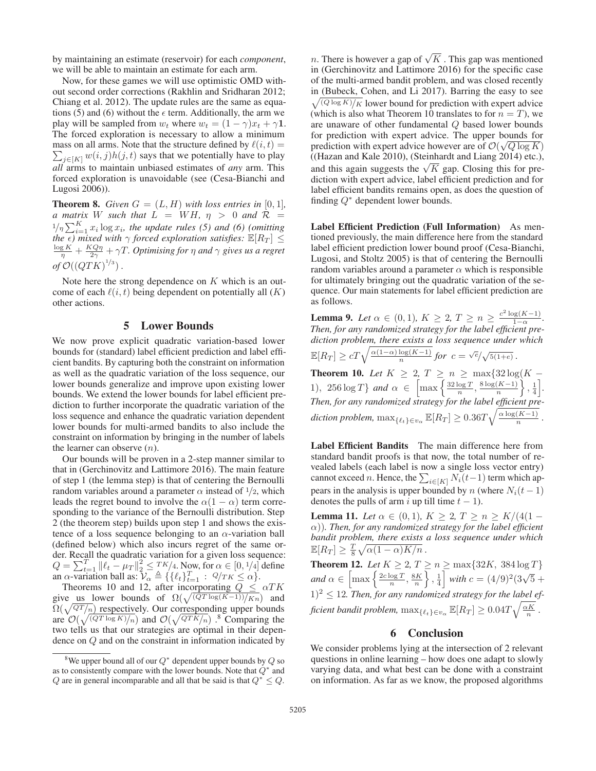by maintaining an estimate (reservoir) for each *component*, we will be able to maintain an estimate for each arm.

Now, for these games we will use optimistic OMD without second order corrections (Rakhlin and Sridharan 2012; Chiang et al. 2012). The update rules are the same as equations (5) and (6) without the $\epsilon$ term. Additionally, the arm we play will be sampled from $w_t$ where $w_t = (1-\gamma)x_t + \gamma\mathbf{1}$. The forced exploration is necessary to allow a minimum mass on all arms. Note that the structure defined by $\ell(i,t) = \sum_{j\in[K]} w(i,j)h(j,t)$ says that we potentially have to play *all* arms to maintain unbiased estimates of *any* arm. This forced exploration is unavoidable (see (Cesa-Bianchi and Lugosi 2006)).

**Theorem 8.** *Given $G = (L, H)$ with loss entries in $[0,1]$, a matrix $W$ such that $L = WH$, $\eta > 0$ and $\mathcal{R} = {}^1/_\eta \sum_{i=1}^K x_i \log x_i$, the update rules (5) and (6) (omitting the $\epsilon$) mixed with $\gamma$ forced exploration satisfies: $\mathbb{E}[R_T] \leq \frac{\log K}{\eta} + \frac{KQ\eta}{2\gamma} + \gamma T$. Optimising for $\eta$ and $\gamma$ gives us a regret of $\mathcal{O}((QTK)^{1/3})$.*

Note here the strong dependence on $K$ which is an outcome of each $\ell(i,t)$ being dependent on potentially all ($K$) other actions.

## 5 Lower Bounds

We now prove explicit quadratic variation-based lower bounds for (standard) label efficient prediction and label efficient bandits. By capturing both the constraint on information as well as the quadratic variation of the loss sequence, our lower bounds generalize and improve upon existing lower bounds. We extend the lower bounds for label efficient prediction to further incorporate the quadratic variation of the loss sequence and enhance the quadratic variation dependent lower bounds for multi-armed bandits to also include the constraint on information by bringing in the number of labels the learner can observe ($n$).

Our bounds will be proven in a 2-step manner similar to that in (Gerchinovitz and Lattimore 2016). The main feature of step 1 (the lemma step) is that of centering the Bernoulli random variables around a parameter $\alpha$ instead of $1/2$, which leads the regret bound to involve the $\alpha(1-\alpha)$ term corresponding to the variance of the Bernoulli distribution. Step 2 (the theorem step) builds upon step 1 and shows the existence of a loss sequence belonging to an $\alpha$-variation ball (defined below) which also incurs regret of the same order. Recall the quadratic variation for a given loss sequence: $Q = \sum_{t=1}^T \|\ell_t - \mu_T\|_2^2 \leq TK/4$. Now, for $\alpha \in [0, 1/4]$ define an $\alpha$-variation ball as: $\mathcal{V}_\alpha \triangleq \{\{\ell_t\}_{t=1}^T : Q/TK \leq \alpha\}$.

Theorems 10 and 12, after incorporating $Q \leq \alpha TK$ give us lower bounds of $\Omega(\sqrt{(QT\log(K-1))/Kn})$ and $\Omega(\sqrt{QT/n})$ respectively. Our corresponding upper bounds are $\mathcal{O}(\sqrt{(QT\log K)/n})$ and $\mathcal{O}(\sqrt{QTK/n})$.[8] Comparing the two tells us that our strategies are optimal in their dependence on $Q$ and on the constraint in information indicated by $n$. There is however a gap of $\sqrt{K}$. This gap was mentioned in (Gerchinovitz and Lattimore 2016) for the specific case of the multi-armed bandit problem, and was closed recently in (Bubeck, Cohen, and Li 2017). Barring the easy to see $\sqrt{(Q\log K)/K}$ lower bound for prediction with expert advice (which is also what Theorem 10 translates to for $n = T$), we are unaware of other fundamental $Q$ based lower bounds for prediction with expert advice. The upper bounds for prediction with expert advice however are of $\mathcal{O}(\sqrt{Q\log K})$ ((Hazan and Kale 2010), (Steinhardt and Liang 2014) etc.), and this again suggests the $\sqrt{K}$ gap. Closing this for prediction with expert advice, label efficient prediction and for label efficient bandits remains open, as does the question of finding $Q^*$ dependent lower bounds.

[8] We upper bound all of our $Q^*$ dependent upper bounds by $Q$ so as to consistently compare with the lower bounds. Note that $Q^*$ and $Q$ are in general incomparable and all that be said is that $Q^* \leq Q$.

**Label Efficient Prediction (Full Information)** As mentioned previously, the main difference here from the standard label efficient prediction lower bound proof (Cesa-Bianchi, Lugosi, and Stoltz 2005) is that of centering the Bernoulli random variables around a parameter $\alpha$ which is responsible for ultimately bringing out the quadratic variation of the sequence. Our main statements for label efficient prediction are as follows.

**Lemma 9.** *Let $\alpha \in (0,1)$, $K \geq 2$, $T \geq n \geq \frac{c^2 \log(K-1)}{1-\alpha}$. Then, for any randomized strategy for the label efficient prediction problem, there exists a loss sequence under which $\mathbb{E}[R_T] \geq cT\sqrt{\frac{\alpha(1-\alpha)\log(K-1)}{n}}$ for $c = \sqrt{e}/\sqrt{5(1+e)}$.*

**Theorem 10.** *Let $K \geq 2$, $T \geq n \geq \max\{32\log(K-1),\ 256\log T\}$ and $\alpha \in \left[\max\left\{\frac{32\log T}{n}, \frac{8\log(K-1)}{n}\right\}, \frac{1}{4}\right]$. Then, for any randomized strategy for the label efficient prediction problem, $\max_{\{\ell_t\}\in v_\alpha} \mathbb{E}[R_T] \geq 0.36T\sqrt{\frac{\alpha\log(K-1)}{n}}$.*

**Label Efficient Bandits** The main difference here from standard bandit proofs is that now, the total number of revealed labels (each label is now a single loss vector entry) cannot exceed $n$. Hence, the $\sum_{i\in[K]} N_i(t-1)$ term which appears in the analysis is upper bounded by $n$ (where $N_i(t-1)$ denotes the pulls of arm $i$ up till time $t-1$).

**Lemma 11.** *Let $\alpha \in (0,1)$, $K \geq 2$, $T \geq n \geq K/(4(1-\alpha))$. Then, for any randomized strategy for the label efficient bandit problem, there exists a loss sequence under which $\mathbb{E}[R_T] \geq \frac{T}{8}\sqrt{\alpha(1-\alpha)K/n}$.*

**Theorem 12.** *Let $K \geq 2$, $T \geq n \geq \max\{32K,\ 384\log T\}$ and $\alpha \in \left[\max\left\{\frac{2c\log T}{n}, \frac{8K}{n}\right\}, \frac{1}{4}\right]$ with $c = (4/9)^2(3\sqrt{5}+1)^2 \leq 12$. Then, for any randomized strategy for the label efficient bandit problem, $\max_{\{\ell_t\}\in v_\alpha} \mathbb{E}[R_T] \geq 0.04T\sqrt{\frac{\alpha K}{n}}$.*

## 6 Conclusion

We consider problems lying at the intersection of 2 relevant questions in online learning – how does one adapt to slowly varying data, and what best can be done with a constraint on information. As far as we know, the proposed algorithms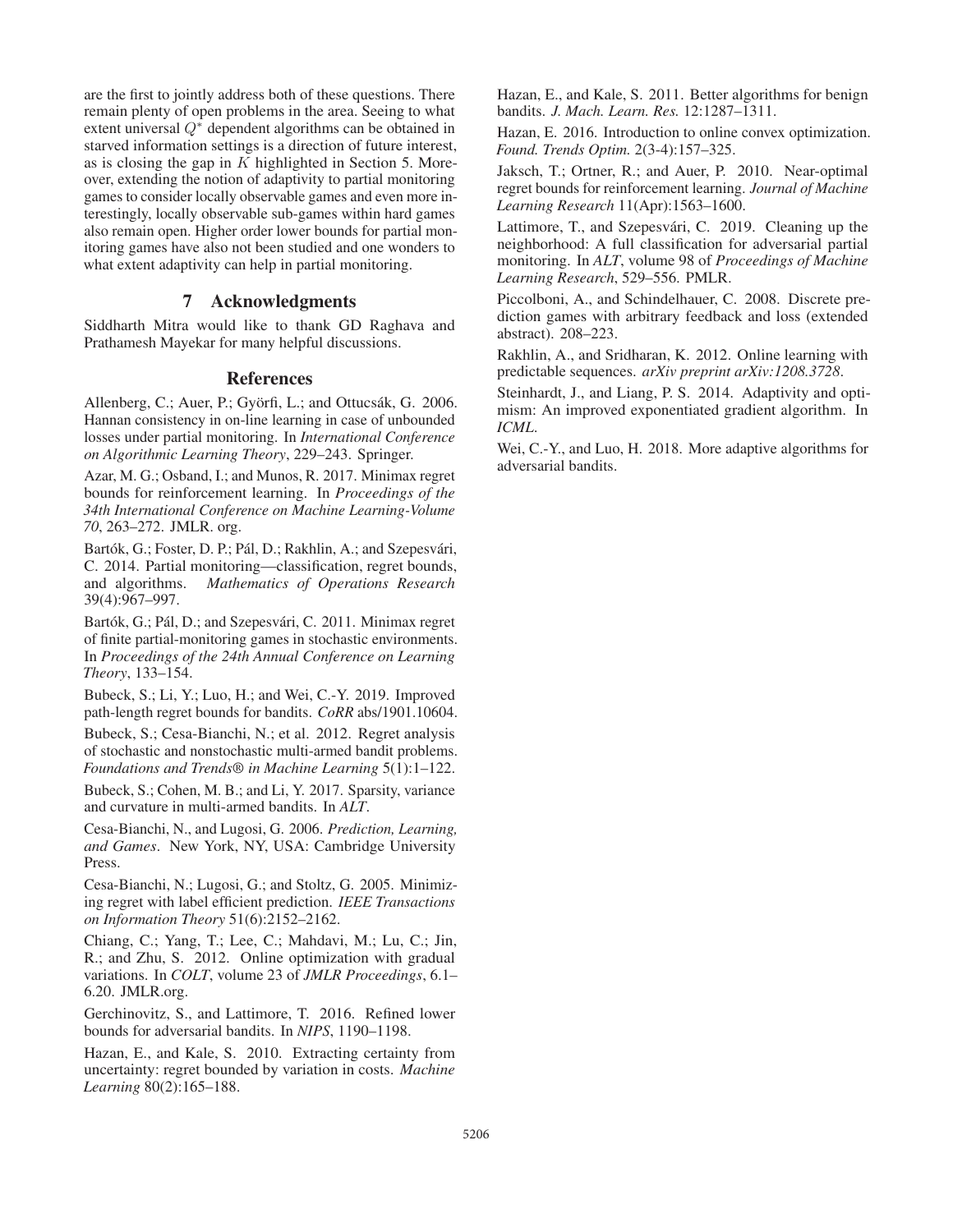are the first to jointly address both of these questions. There remain plenty of open problems in the area. Seeing to what extent universal $Q^*$ dependent algorithms can be obtained in starved information settings is a direction of future interest, as is closing the gap in $K$ highlighted in Section 5. Moreover, extending the notion of adaptivity to partial monitoring games to consider locally observable games and even more interestingly, locally observable sub-games within hard games also remain open. Higher order lower bounds for partial monitoring games have also not been studied and one wonders to what extent adaptivity can help in partial monitoring.

## 7 Acknowledgments

Siddharth Mitra would like to thank GD Raghava and Prathamesh Mayekar for many helpful discussions.

## References

Allenberg, C.; Auer, P.; Györfi, L.; and Ottucsák, G. 2006. Hannan consistency in on-line learning in case of unbounded losses under partial monitoring. In *International Conference on Algorithmic Learning Theory*, 229–243. Springer.

Azar, M. G.; Osband, I.; and Munos, R. 2017. Minimax regret bounds for reinforcement learning. In *Proceedings of the 34th International Conference on Machine Learning-Volume 70*, 263–272. JMLR. org.

Bartók, G.; Foster, D. P.; Pál, D.; Rakhlin, A.; and Szepesvári, C. 2014. Partial monitoring—classification, regret bounds, and algorithms. *Mathematics of Operations Research* 39(4):967–997.

Bartók, G.; Pál, D.; and Szepesvári, C. 2011. Minimax regret of finite partial-monitoring games in stochastic environments. In *Proceedings of the 24th Annual Conference on Learning Theory*, 133–154.

Bubeck, S.; Li, Y.; Luo, H.; and Wei, C.-Y. 2019. Improved path-length regret bounds for bandits. *CoRR* abs/1901.10604.

Bubeck, S.; Cesa-Bianchi, N.; et al. 2012. Regret analysis of stochastic and nonstochastic multi-armed bandit problems. *Foundations and Trends® in Machine Learning* 5(1):1–122.

Bubeck, S.; Cohen, M. B.; and Li, Y. 2017. Sparsity, variance and curvature in multi-armed bandits. In *ALT*.

Cesa-Bianchi, N., and Lugosi, G. 2006. *Prediction, Learning, and Games*. New York, NY, USA: Cambridge University Press.

Cesa-Bianchi, N.; Lugosi, G.; and Stoltz, G. 2005. Minimizing regret with label efficient prediction. *IEEE Transactions on Information Theory* 51(6):2152–2162.

Chiang, C.; Yang, T.; Lee, C.; Mahdavi, M.; Lu, C.; Jin, R.; and Zhu, S. 2012. Online optimization with gradual variations. In *COLT*, volume 23 of *JMLR Proceedings*, 6.1–6.20. JMLR.org.

Gerchinovitz, S., and Lattimore, T. 2016. Refined lower bounds for adversarial bandits. In *NIPS*, 1190–1198.

Hazan, E., and Kale, S. 2010. Extracting certainty from uncertainty: regret bounded by variation in costs. *Machine Learning* 80(2):165–188.

Hazan, E., and Kale, S. 2011. Better algorithms for benign bandits. *J. Mach. Learn. Res.* 12:1287–1311.

Hazan, E. 2016. Introduction to online convex optimization. *Found. Trends Optim.* 2(3-4):157–325.

Jaksch, T.; Ortner, R.; and Auer, P. 2010. Near-optimal regret bounds for reinforcement learning. *Journal of Machine Learning Research* 11(Apr):1563–1600.

Lattimore, T., and Szepesvári, C. 2019. Cleaning up the neighborhood: A full classification for adversarial partial monitoring. In *ALT*, volume 98 of *Proceedings of Machine Learning Research*, 529–556. PMLR.

Piccolboni, A., and Schindelhauer, C. 2008. Discrete prediction games with arbitrary feedback and loss (extended abstract). 208–223.

Rakhlin, A., and Sridharan, K. 2012. Online learning with predictable sequences. *arXiv preprint arXiv:1208.3728*.

Steinhardt, J., and Liang, P. S. 2014. Adaptivity and optimism: An improved exponentiated gradient algorithm. In *ICML*.

Wei, C.-Y., and Luo, H. 2018. More adaptive algorithms for adversarial bandits.